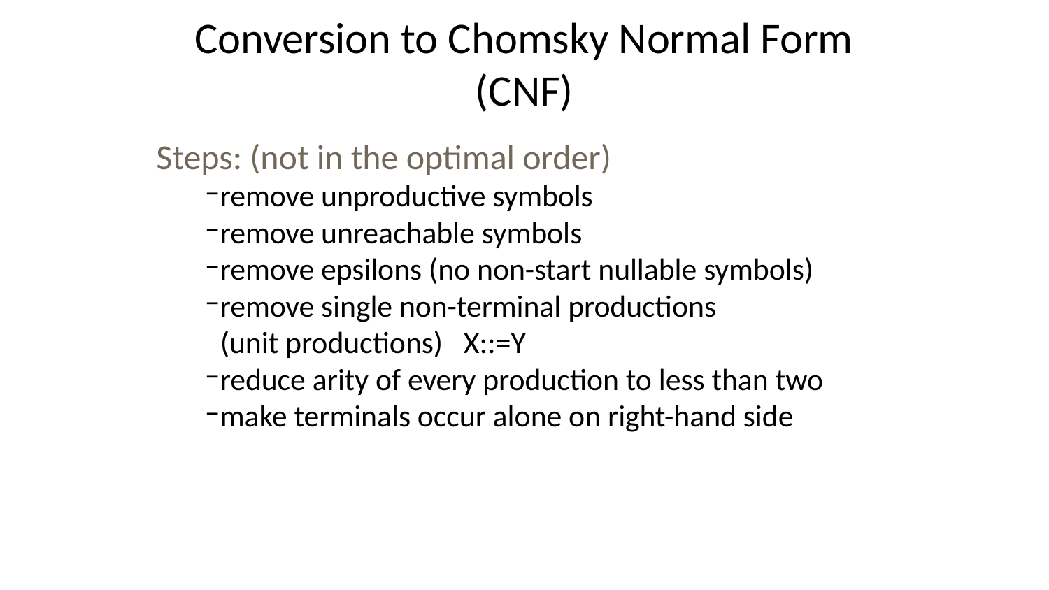# Conversion to Chomsky Normal Form (CNF)

Steps: (not in the optimal order)

- remove unproductive symbols
- remove unreachable symbols
- remove epsilons (no non-start nullable symbols)
- remove single non-terminal productions (unit productions) X::=Y
- reduce arity of every production to less than two
- make terminals occur alone on right-hand side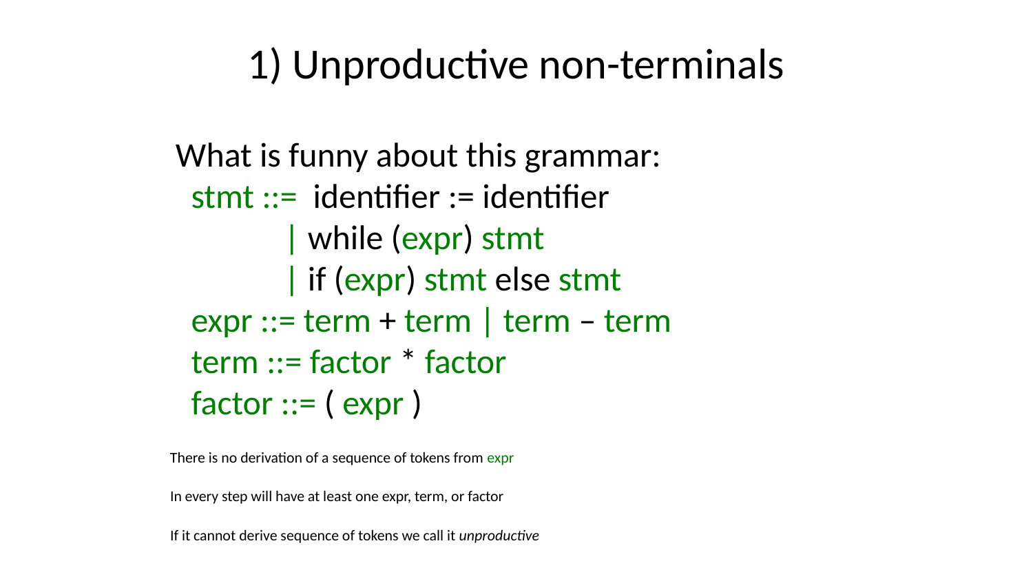# 1) Unproductive non-terminals

What is funny about this grammar:

```
stmt ::=  identifier := identifier
        | while (expr) stmt
        | if (expr) stmt else stmt
expr ::= term + term | term – term
term ::= factor * factor
factor ::= ( expr )
```

There is no derivation of a sequence of tokens from expr

In every step will have at least one expr, term, or factor

If it cannot derive sequence of tokens we call it *unproductive*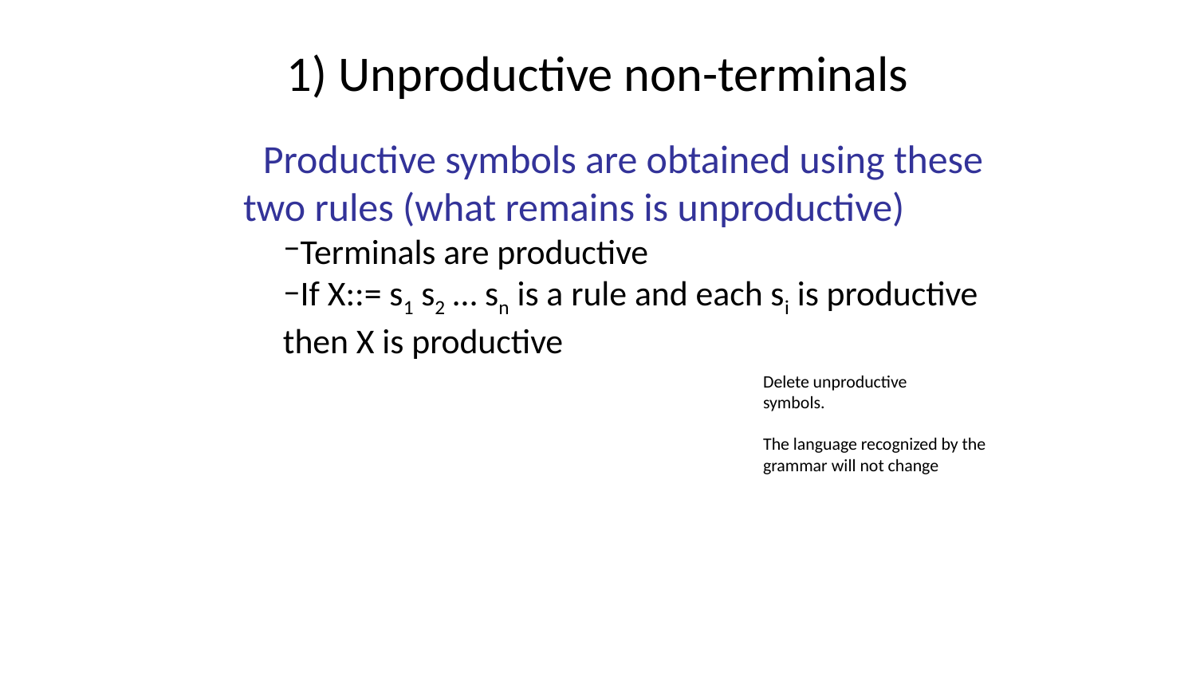# 1) Unproductive non-terminals

Productive symbols are obtained using these two rules (what remains is unproductive)

- Terminals are productive
- If X::= $s_1$ $s_2$ … $s_n$ is a rule and each $s_i$ is productive then X is productive

Delete unproductive symbols.

The language recognized by the grammar will not change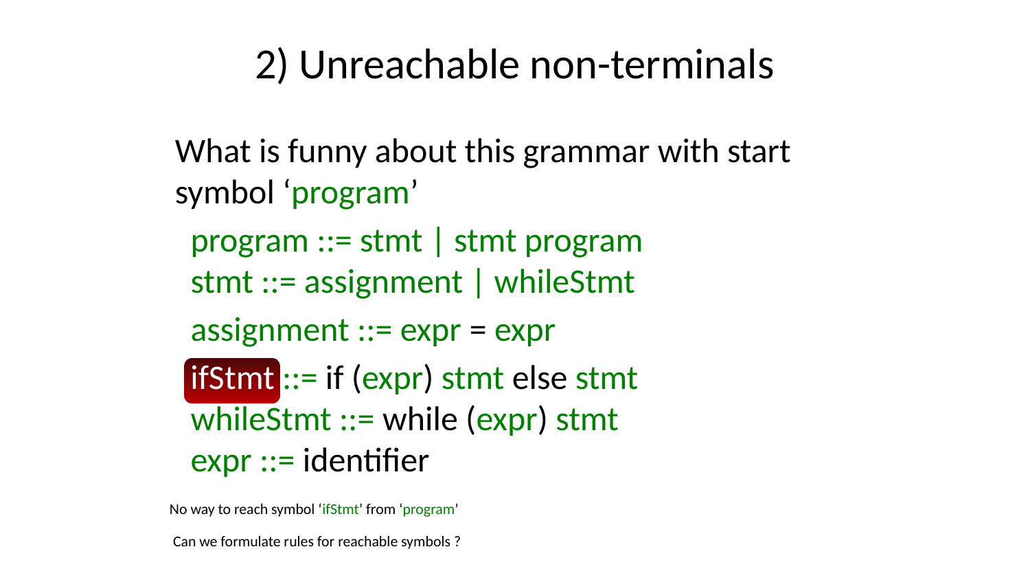# 2) Unreachable non-terminals

What is funny about this grammar with start symbol 'program'

```
program ::= stmt | stmt program
stmt ::= assignment | whileStmt
assignment ::= expr = expr
ifStmt ::= if (expr) stmt else stmt
whileStmt ::= while (expr) stmt
expr ::= identifier
```

No way to reach symbol 'ifStmt' from 'program'

Can we formulate rules for reachable symbols ?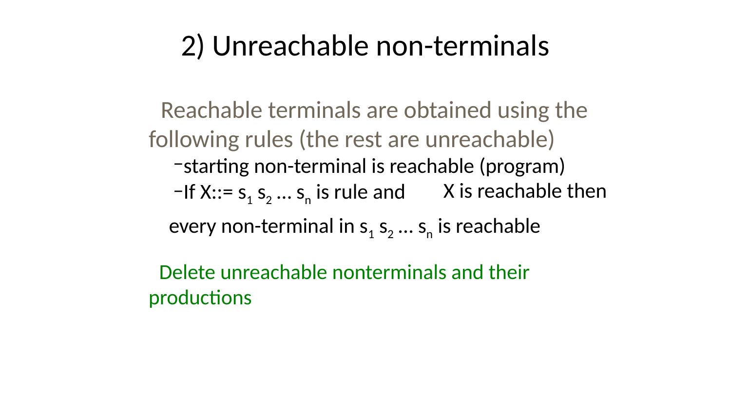# 2) Unreachable non-terminals

Reachable terminals are obtained using the following rules (the rest are unreachable)

- starting non-terminal is reachable (program)
- If X::= $s_1$ $s_2$ … $s_n$ is rule and X is reachable then every non-terminal in $s_1$ $s_2$ … $s_n$ is reachable

Delete unreachable nonterminals and their productions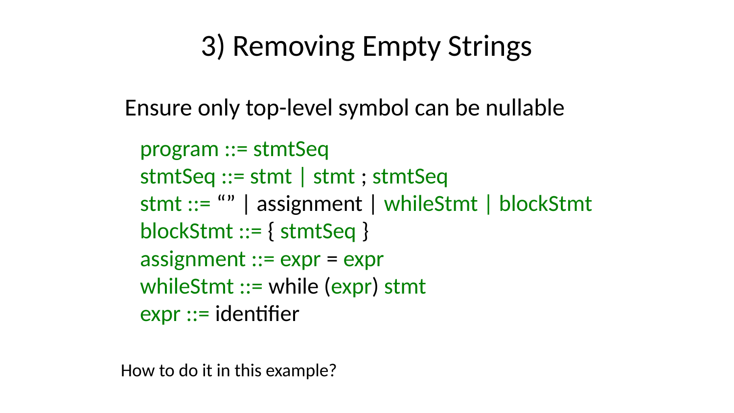# 3) Removing Empty Strings

Ensure only top-level symbol can be nullable

```
program ::= stmtSeq
stmtSeq ::= stmt | stmt ; stmtSeq
stmt ::= “” | assignment | whileStmt | blockStmt
blockStmt ::= { stmtSeq }
assignment ::= expr = expr
whileStmt ::= while (expr) stmt
expr ::= identifier
```

How to do it in this example?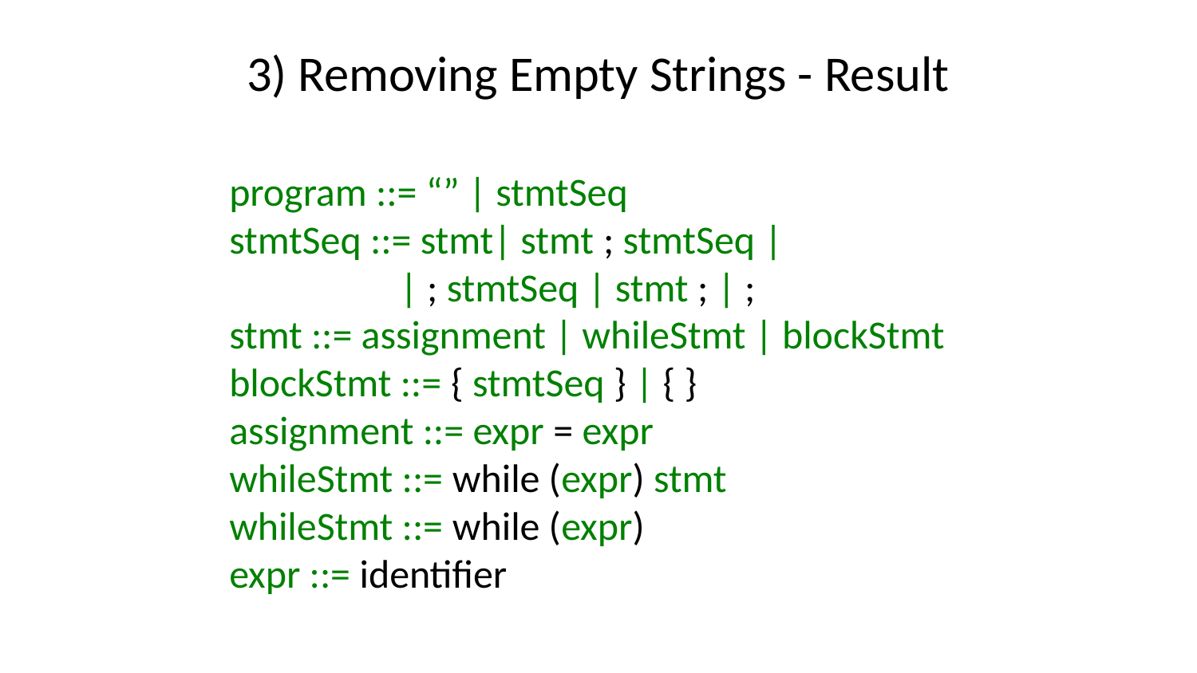# 3) Removing Empty Strings - Result

```
program ::= “” | stmtSeq
stmtSeq ::= stmt| stmt ; stmtSeq |
            | ; stmtSeq | stmt ; | ;
stmt ::= assignment | whileStmt | blockStmt
blockStmt ::= { stmtSeq } | { }
assignment ::= expr = expr
whileStmt ::= while (expr) stmt
whileStmt ::= while (expr)
expr ::= identifier
```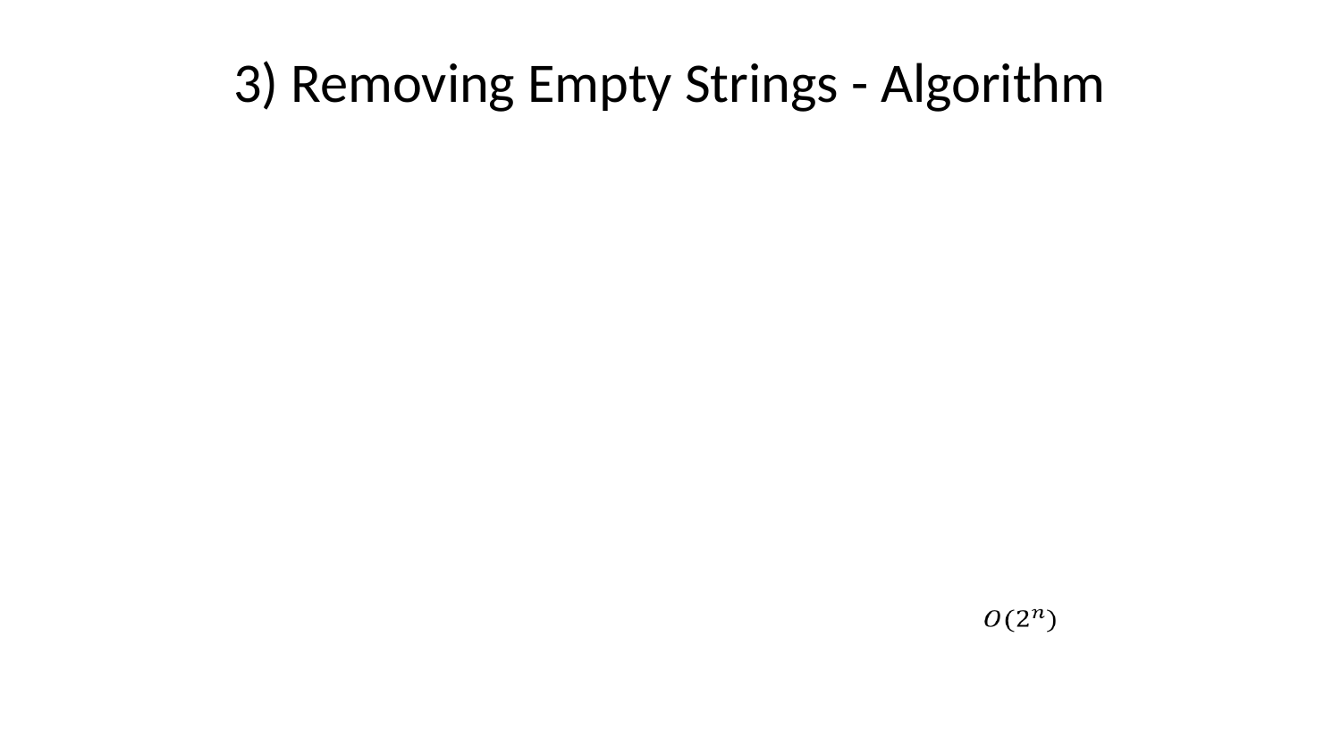# 3) Removing Empty Strings - Algorithm

$O(2^n)$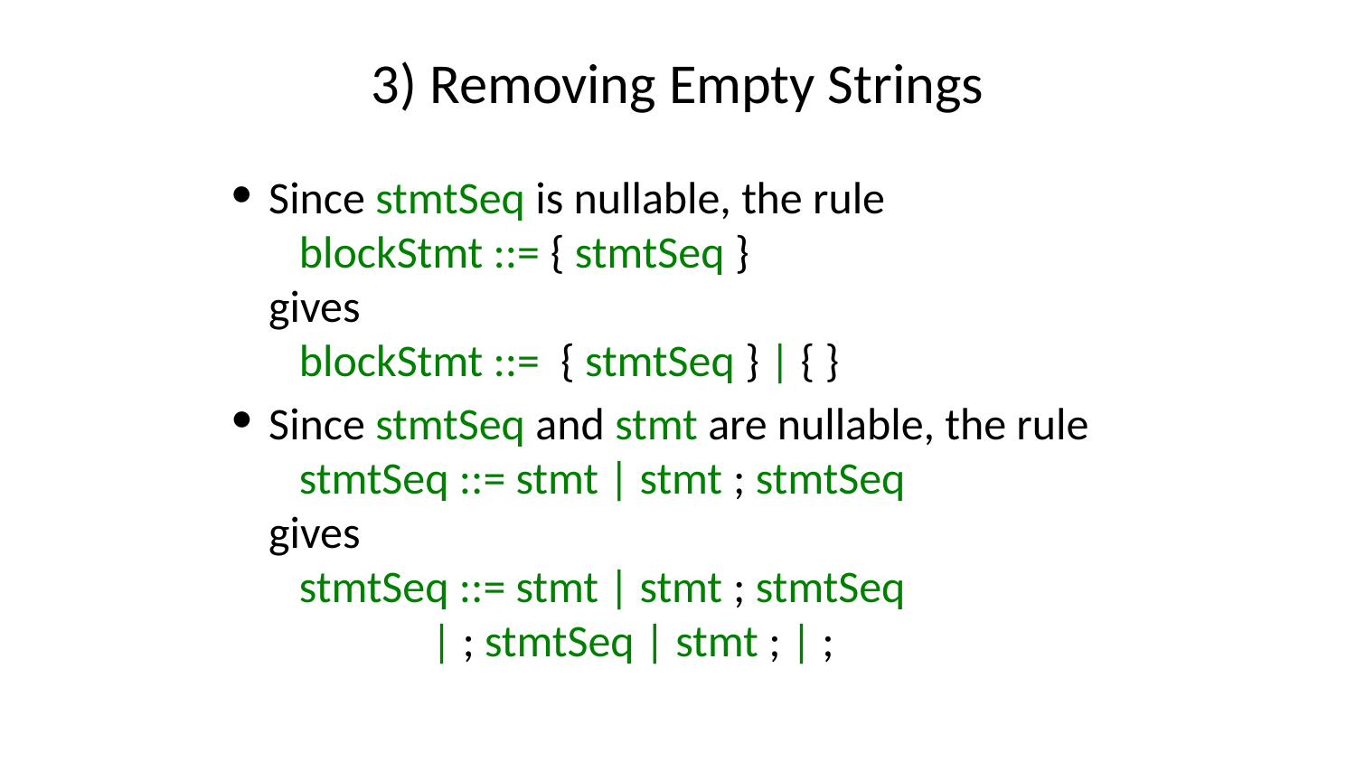# 3) Removing Empty Strings

- Since stmtSeq is nullable, the rule

  blockStmt ::= { stmtSeq }

  gives

  blockStmt ::= { stmtSeq } | { }

- Since stmtSeq and stmt are nullable, the rule

  stmtSeq ::= stmt | stmt ; stmtSeq

  gives

  stmtSeq ::= stmt | stmt ; stmtSeq
  | ; stmtSeq | stmt ; | ;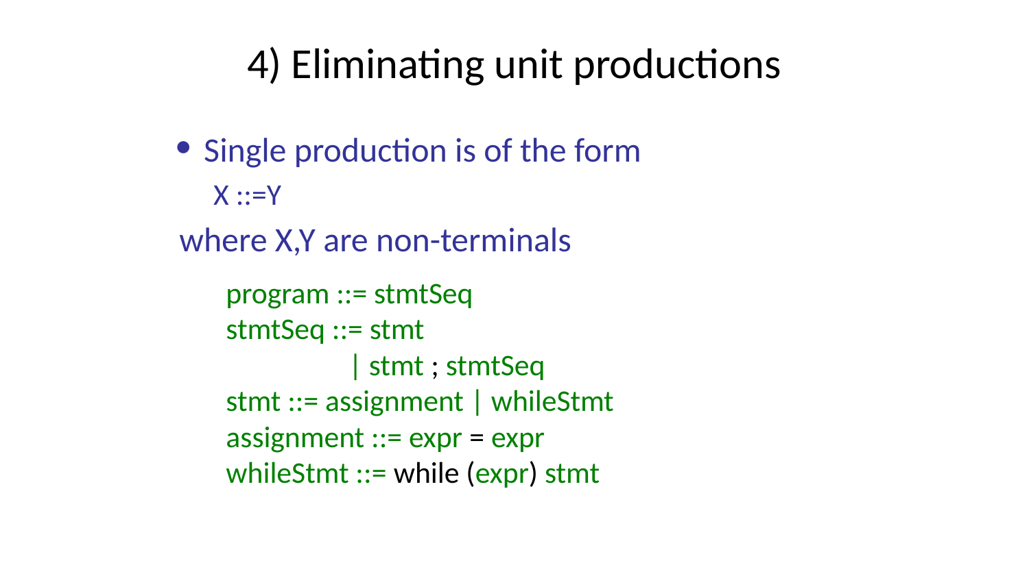# 4) Eliminating unit productions

- Single production is of the form

  X ::=Y

where X,Y are non-terminals

```
program ::= stmtSeq
stmtSeq ::= stmt
          | stmt ; stmtSeq
stmt ::= assignment | whileStmt
assignment ::= expr = expr
whileStmt ::= while (expr) stmt
```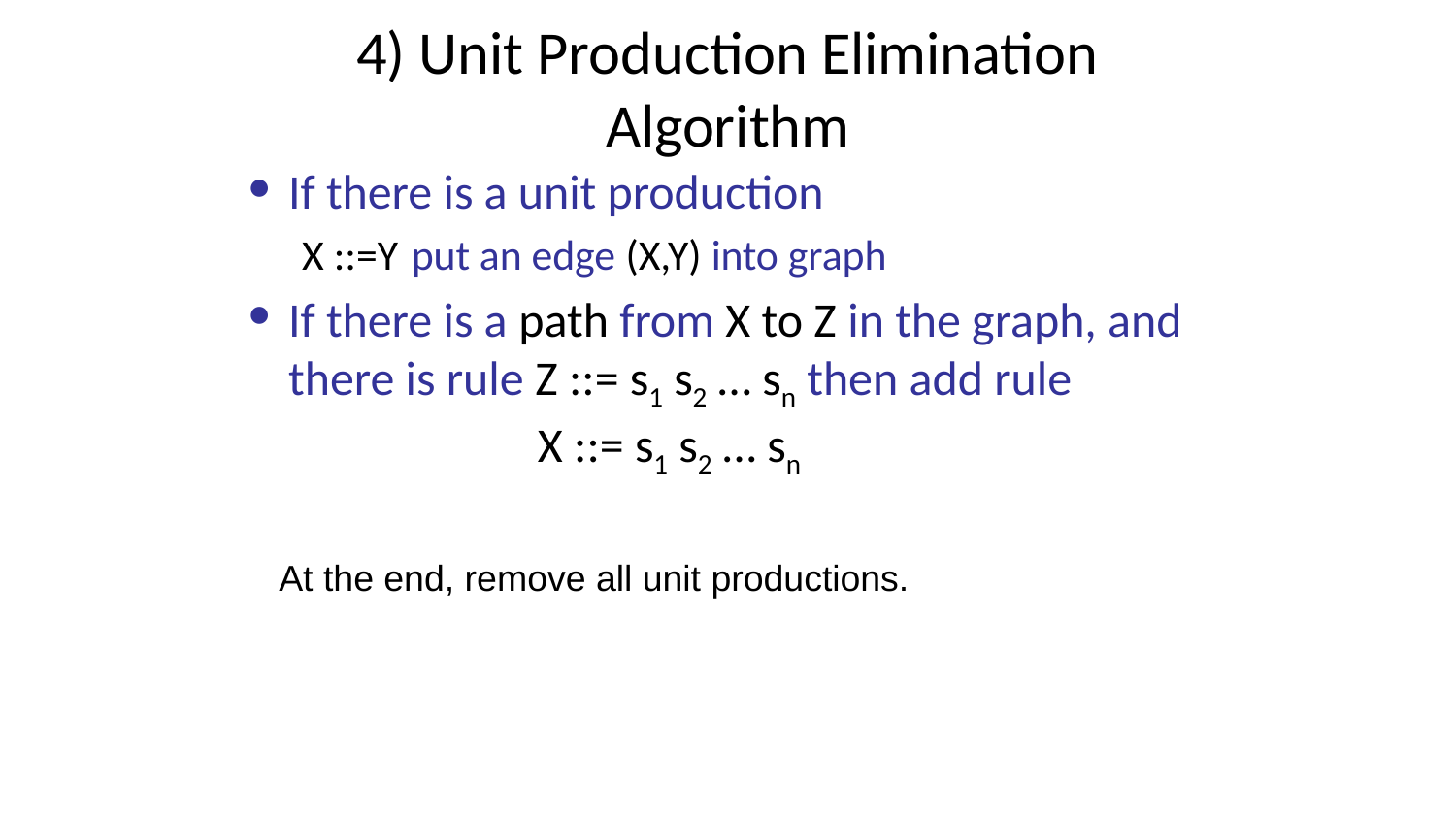# 4) Unit Production Elimination Algorithm

- If there is a unit production

  X ::=Y put an edge (X,Y) into graph

- If there is a path from X to Z in the graph, and there is rule Z ::= $s_1$ $s_2$ … $s_n$ then add rule

  X ::= $s_1$ $s_2$ … $s_n$

At the end, remove all unit productions.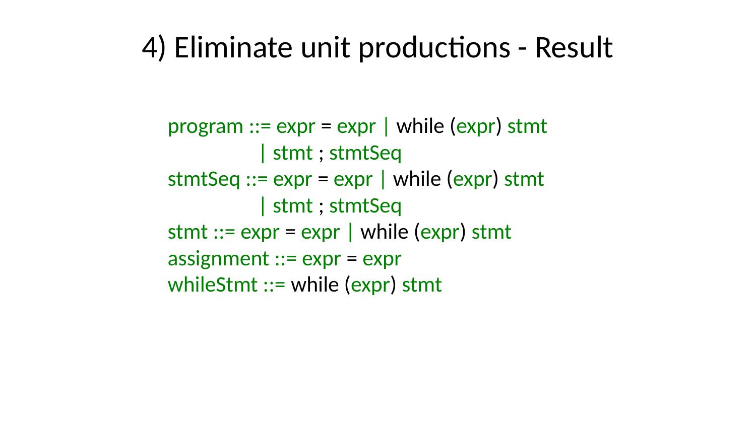# 4) Eliminate unit productions - Result

```
program ::= expr = expr | while (expr) stmt
          | stmt ; stmtSeq
stmtSeq ::= expr = expr | while (expr) stmt
          | stmt ; stmtSeq
stmt ::= expr = expr | while (expr) stmt
assignment ::= expr = expr
whileStmt ::= while (expr) stmt
```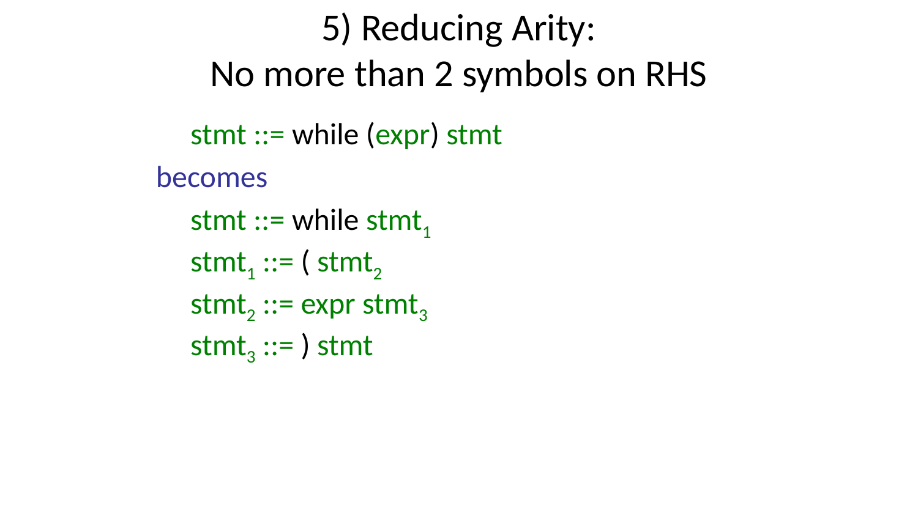# 5) Reducing Arity: No more than 2 symbols on RHS

stmt ::= while (expr) stmt

becomes

stmt ::= while $stmt_1$

$stmt_1$ ::= ( $stmt_2$

$stmt_2$ ::= expr $stmt_3$

$stmt_3$ ::= ) stmt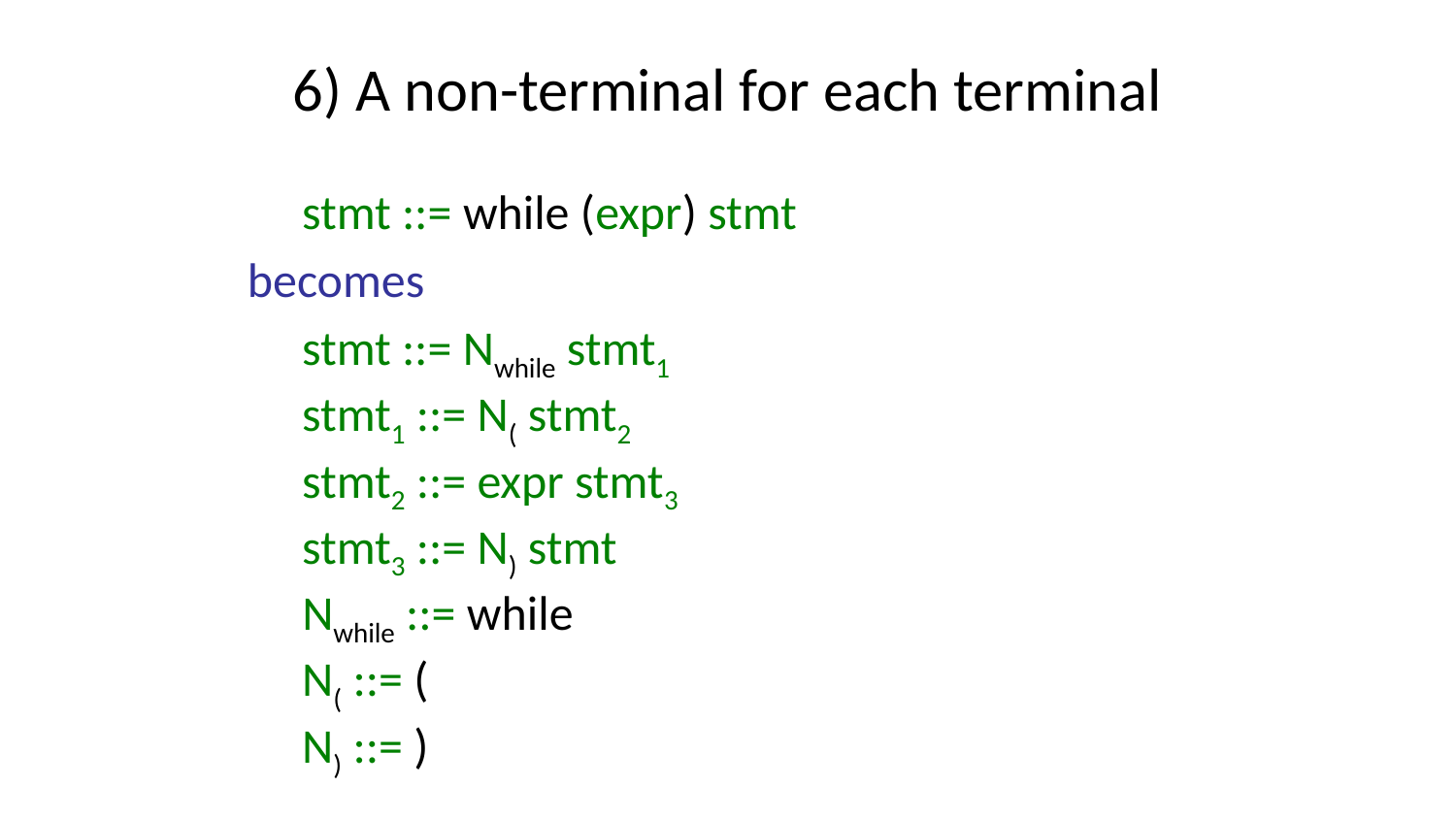# 6) A non-terminal for each terminal

stmt ::= while (expr) stmt

becomes

$stmt$ ::= $N_{while}$ $stmt_1$

$stmt_1$ ::= $N_($ $stmt_2$

$stmt_2$ ::= expr $stmt_3$

$stmt_3$ ::= $N_)$ stmt

$N_{while}$ ::= while

$N_($ ::= (

$N_)$ ::= )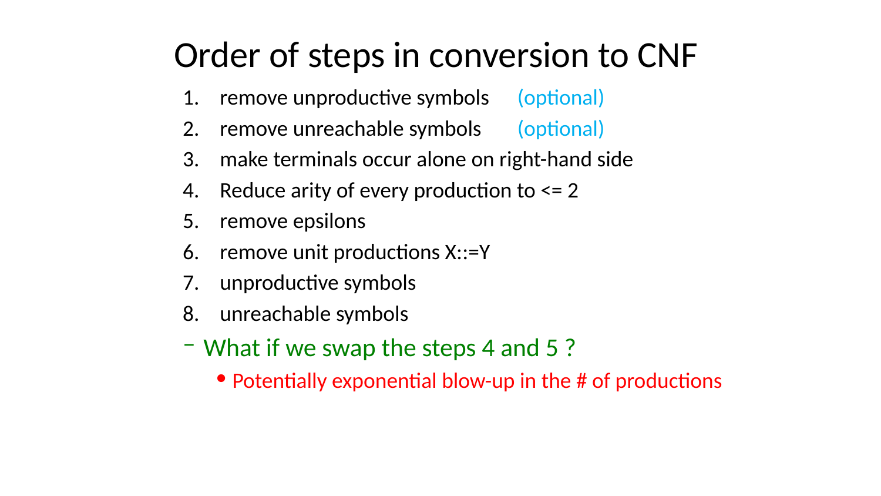# Order of steps in conversion to CNF

1. remove unproductive symbols (optional)
2. remove unreachable symbols (optional)
3. make terminals occur alone on right-hand side
4. Reduce arity of every production to <= 2
5. remove epsilons
6. remove unit productions X::=Y
7. unproductive symbols
8. unreachable symbols

- What if we swap the steps 4 and 5 ?
  - Potentially exponential blow-up in the # of productions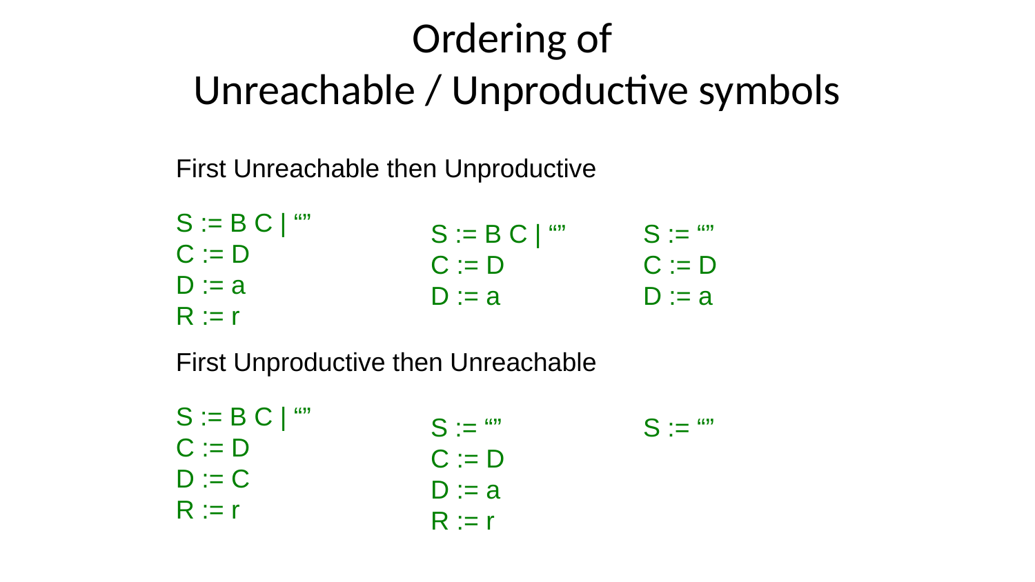# Ordering of Unreachable / Unproductive symbols

First Unreachable then Unproductive

```
S := B C | “”
C := D
D := a
R := r
```

```
S := B C | “”
C := D
D := a
```

```
S := “”
C := D
D := a
```

First Unproductive then Unreachable

```
S := B C | “”
C := D
D := C
R := r
```

```
S := “”
C := D
D := a
R := r
```

```
S := “”
```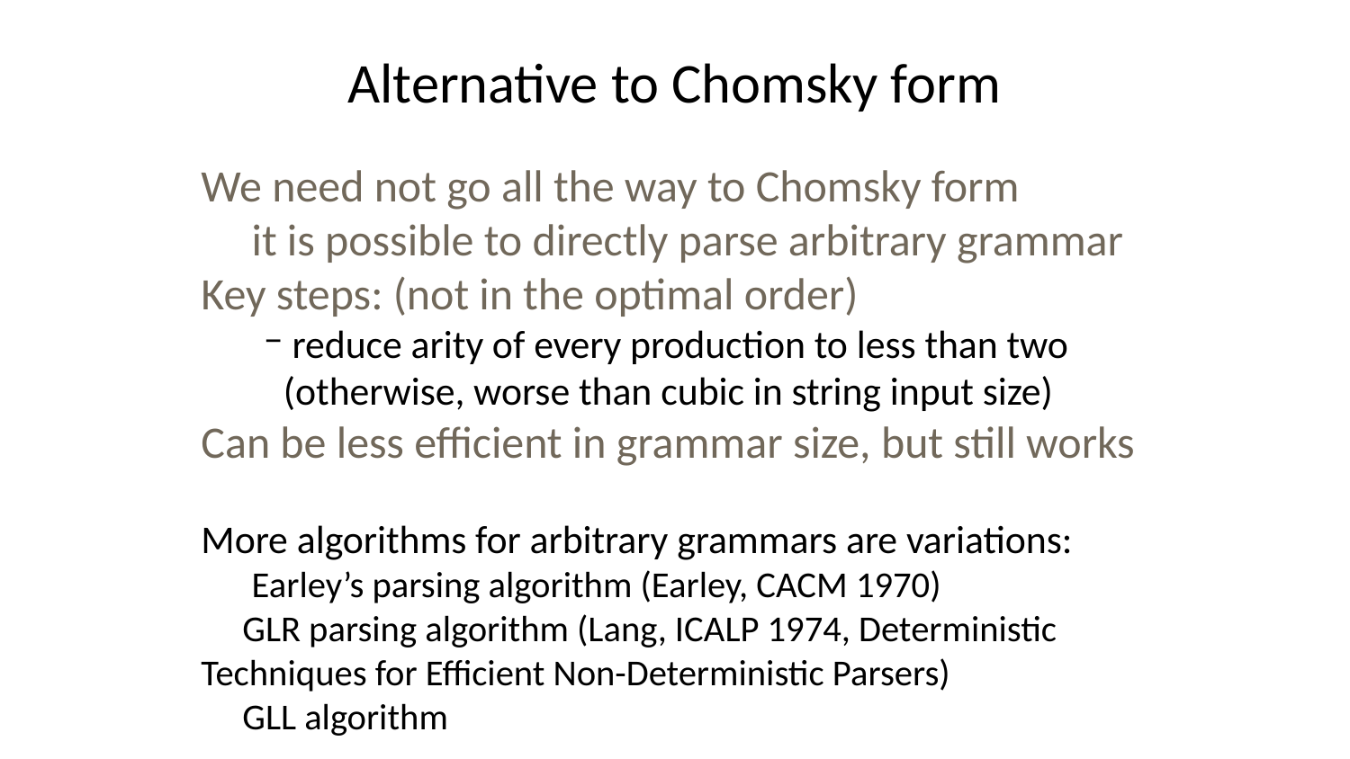# Alternative to Chomsky form

We need not go all the way to Chomsky form

it is possible to directly parse arbitrary grammar

Key steps: (not in the optimal order)

- reduce arity of every production to less than two (otherwise, worse than cubic in string input size)

Can be less efficient in grammar size, but still works

More algorithms for arbitrary grammars are variations:

Earley's parsing algorithm (Earley, CACM 1970)

GLR parsing algorithm (Lang, ICALP 1974, Deterministic Techniques for Efficient Non-Deterministic Parsers)

GLL algorithm